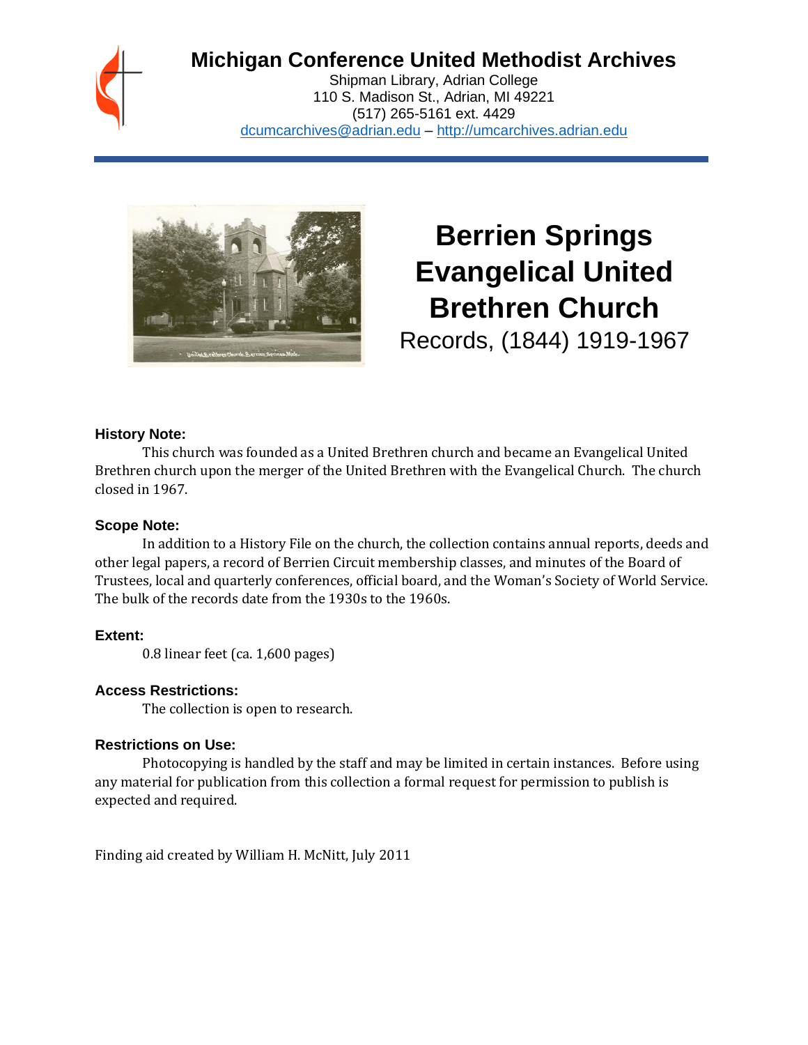# Michigan Conference United Methodist Archives

Shipman Library, Adrian College
110 S. Madison St., Adrian, MI 49221
(517) 265-5161 ext. 4429
dcumcarchives@adrian.edu – http://umcarchives.adrian.edu

# Berrien Springs Evangelical United Brethren Church

Records, (1844) 1919-1967

### History Note:

This church was founded as a United Brethren church and became an Evangelical United Brethren church upon the merger of the United Brethren with the Evangelical Church. The church closed in 1967.

### Scope Note:

In addition to a History File on the church, the collection contains annual reports, deeds and other legal papers, a record of Berrien Circuit membership classes, and minutes of the Board of Trustees, local and quarterly conferences, official board, and the Woman's Society of World Service. The bulk of the records date from the 1930s to the 1960s.

### Extent:

0.8 linear feet (ca. 1,600 pages)

### Access Restrictions:

The collection is open to research.

### Restrictions on Use:

Photocopying is handled by the staff and may be limited in certain instances. Before using any material for publication from this collection a formal request for permission to publish is expected and required.

Finding aid created by William H. McNitt, July 2011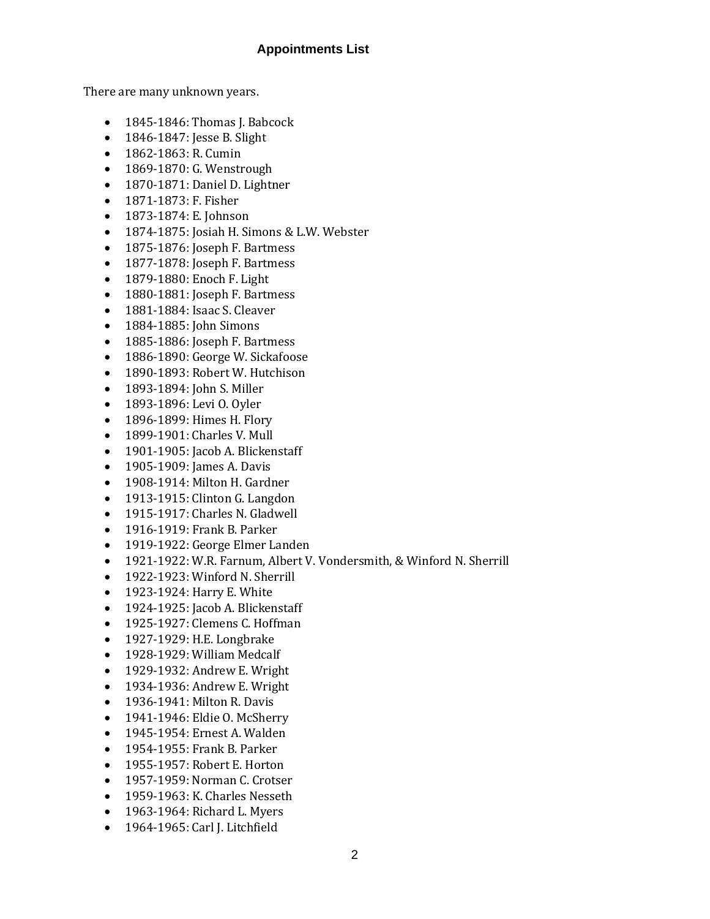## Appointments List

There are many unknown years.

- 1845-1846: Thomas J. Babcock
- 1846-1847: Jesse B. Slight
- 1862-1863: R. Cumin
- 1869-1870: G. Wenstrough
- 1870-1871: Daniel D. Lightner
- 1871-1873: F. Fisher
- 1873-1874: E. Johnson
- 1874-1875: Josiah H. Simons & L.W. Webster
- 1875-1876: Joseph F. Bartmess
- 1877-1878: Joseph F. Bartmess
- 1879-1880: Enoch F. Light
- 1880-1881: Joseph F. Bartmess
- 1881-1884: Isaac S. Cleaver
- 1884-1885: John Simons
- 1885-1886: Joseph F. Bartmess
- 1886-1890: George W. Sickafoose
- 1890-1893: Robert W. Hutchison
- 1893-1894: John S. Miller
- 1893-1896: Levi O. Oyler
- 1896-1899: Himes H. Flory
- 1899-1901: Charles V. Mull
- 1901-1905: Jacob A. Blickenstaff
- 1905-1909: James A. Davis
- 1908-1914: Milton H. Gardner
- 1913-1915: Clinton G. Langdon
- 1915-1917: Charles N. Gladwell
- 1916-1919: Frank B. Parker
- 1919-1922: George Elmer Landen
- 1921-1922: W.R. Farnum, Albert V. Vondersmith, & Winford N. Sherrill
- 1922-1923: Winford N. Sherrill
- 1923-1924: Harry E. White
- 1924-1925: Jacob A. Blickenstaff
- 1925-1927: Clemens C. Hoffman
- 1927-1929: H.E. Longbrake
- 1928-1929: William Medcalf
- 1929-1932: Andrew E. Wright
- 1934-1936: Andrew E. Wright
- 1936-1941: Milton R. Davis
- 1941-1946: Eldie O. McSherry
- 1945-1954: Ernest A. Walden
- 1954-1955: Frank B. Parker
- 1955-1957: Robert E. Horton
- 1957-1959: Norman C. Crotser
- 1959-1963: K. Charles Nesseth
- 1963-1964: Richard L. Myers
- 1964-1965: Carl J. Litchfield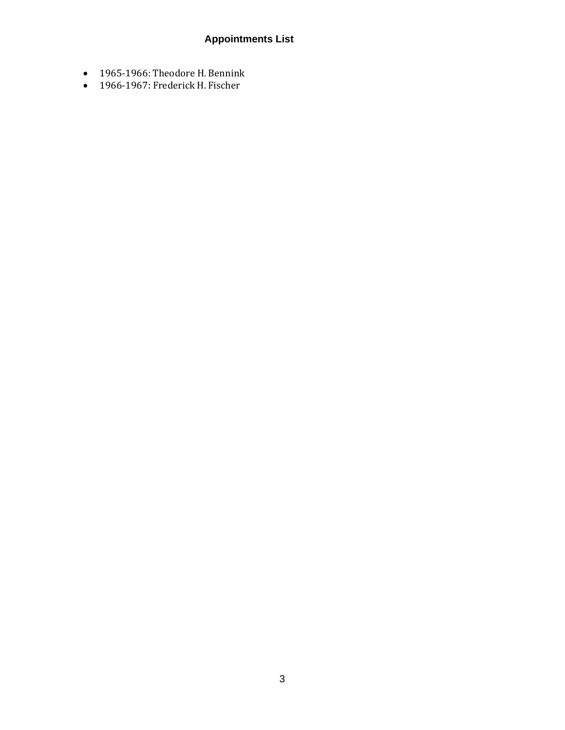## Appointments List

- 1965-1966: Theodore H. Bennink
- 1966-1967: Frederick H. Fischer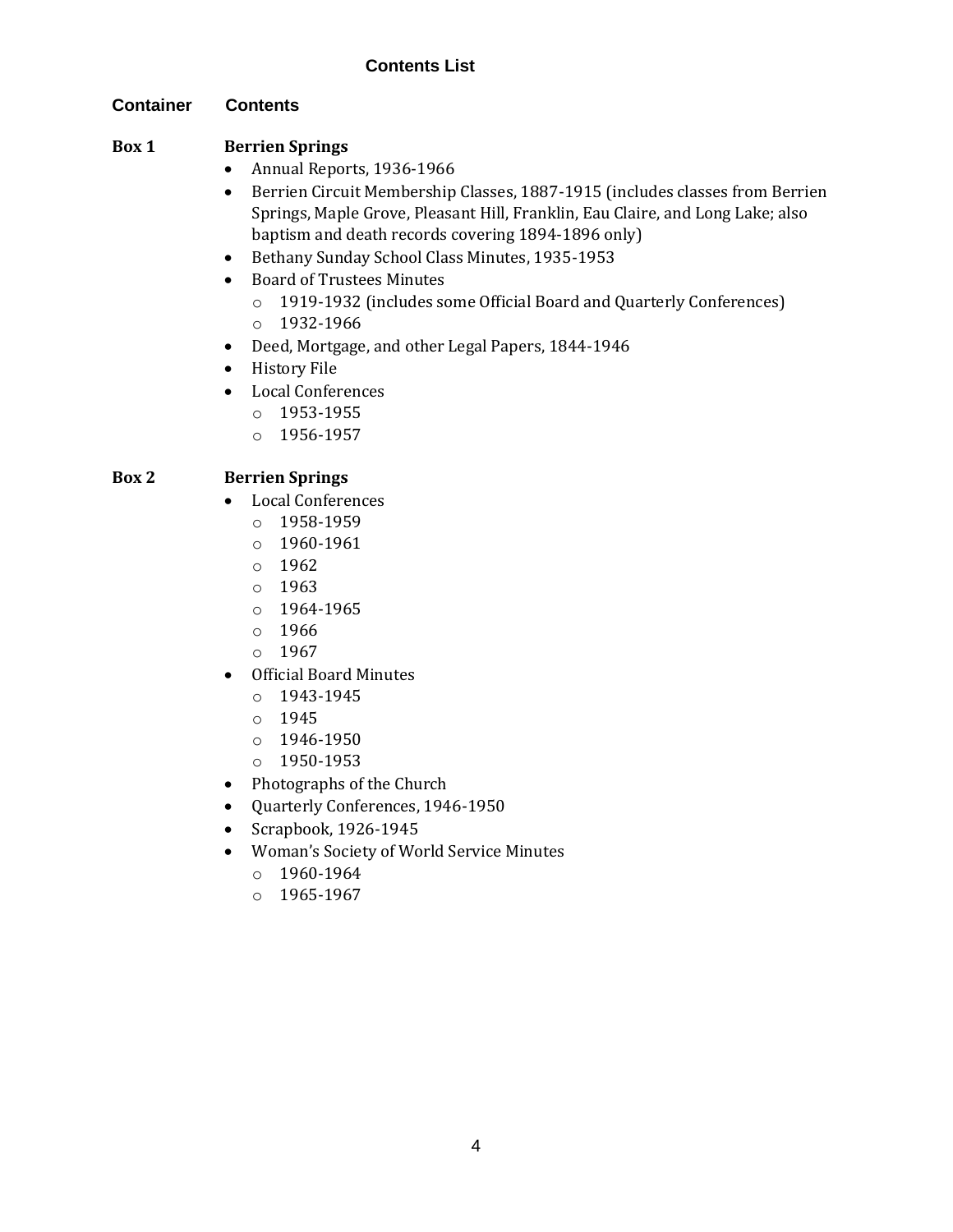## Contents List

**Container** **Contents**

**Box 1** **Berrien Springs**

- Annual Reports, 1936-1966
- Berrien Circuit Membership Classes, 1887-1915 (includes classes from Berrien Springs, Maple Grove, Pleasant Hill, Franklin, Eau Claire, and Long Lake; also baptism and death records covering 1894-1896 only)
- Bethany Sunday School Class Minutes, 1935-1953
- Board of Trustees Minutes
  - 1919-1932 (includes some Official Board and Quarterly Conferences)
  - 1932-1966
- Deed, Mortgage, and other Legal Papers, 1844-1946
- History File
- Local Conferences
  - 1953-1955
  - 1956-1957

**Box 2** **Berrien Springs**

- Local Conferences
  - 1958-1959
  - 1960-1961
  - 1962
  - 1963
  - 1964-1965
  - 1966
  - 1967
- Official Board Minutes
  - 1943-1945
  - 1945
  - 1946-1950
  - 1950-1953
- Photographs of the Church
- Quarterly Conferences, 1946-1950
- Scrapbook, 1926-1945
- Woman's Society of World Service Minutes
  - 1960-1964
  - 1965-1967